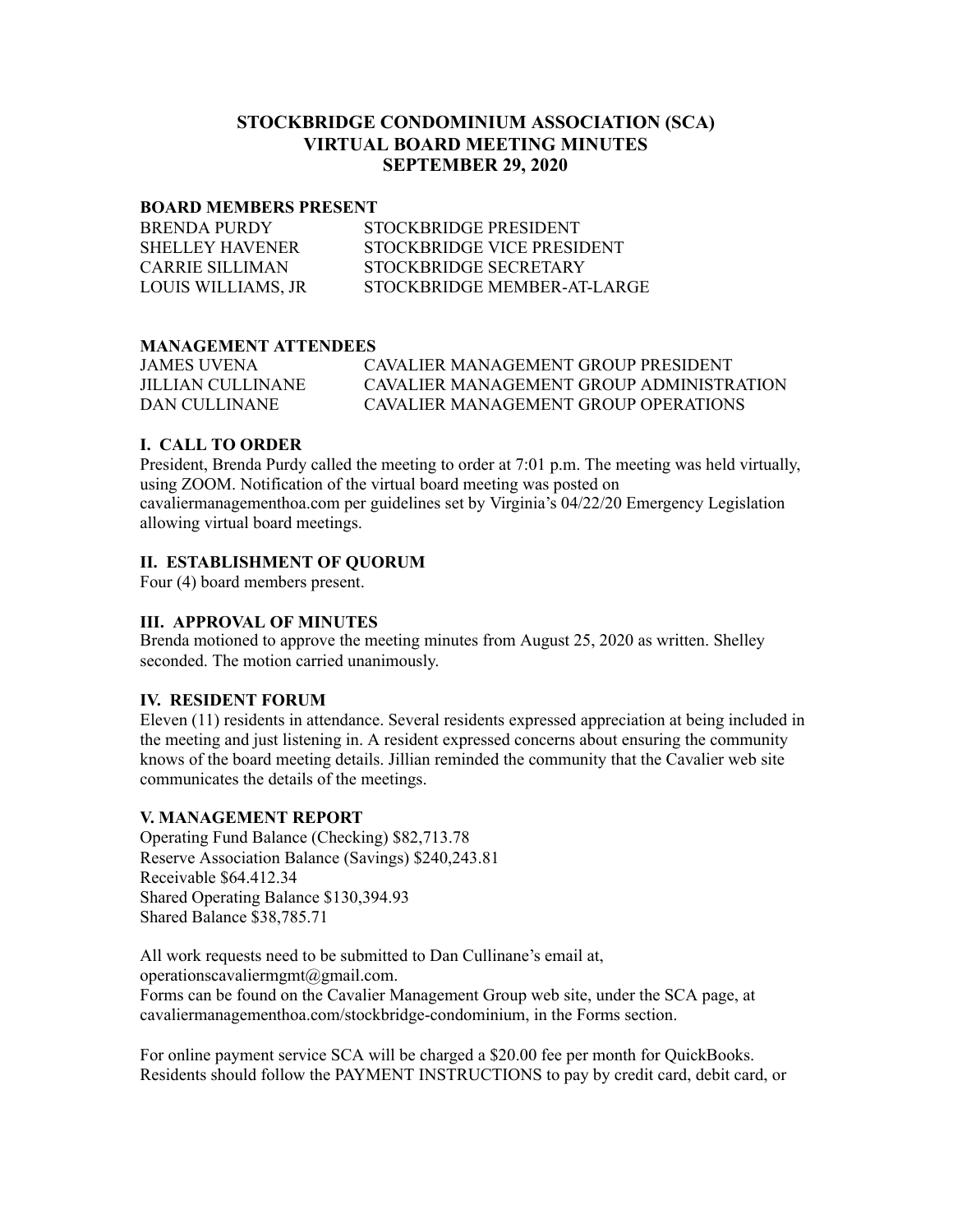# STOCKBRIDGE CONDOMINIUM ASSOCIATION (SCA)
# VIRTUAL BOARD MEETING MINUTES
# SEPTEMBER 29, 2020

**BOARD MEMBERS PRESENT**

| | |
|---|---|
| BRENDA PURDY | STOCKBRIDGE PRESIDENT |
| SHELLEY HAVENER | STOCKBRIDGE VICE PRESIDENT |
| CARRIE SILLIMAN | STOCKBRIDGE SECRETARY |
| LOUIS WILLIAMS, JR | STOCKBRIDGE MEMBER-AT-LARGE |

**MANAGEMENT ATTENDEES**

| | |
|---|---|
| JAMES UVENA | CAVALIER MANAGEMENT GROUP PRESIDENT |
| JILLIAN CULLINANE | CAVALIER MANAGEMENT GROUP ADMINISTRATION |
| DAN CULLINANE | CAVALIER MANAGEMENT GROUP OPERATIONS |

## I. CALL TO ORDER

President, Brenda Purdy called the meeting to order at 7:01 p.m. The meeting was held virtually, using ZOOM. Notification of the virtual board meeting was posted on cavaliermanagementhoa.com per guidelines set by Virginia's 04/22/20 Emergency Legislation allowing virtual board meetings.

## II. ESTABLISHMENT OF QUORUM

Four (4) board members present.

## III. APPROVAL OF MINUTES

Brenda motioned to approve the meeting minutes from August 25, 2020 as written. Shelley seconded. The motion carried unanimously.

## IV. RESIDENT FORUM

Eleven (11) residents in attendance. Several residents expressed appreciation at being included in the meeting and just listening in. A resident expressed concerns about ensuring the community knows of the board meeting details. Jillian reminded the community that the Cavalier web site communicates the details of the meetings.

## V. MANAGEMENT REPORT

Operating Fund Balance (Checking) $82,713.78
Reserve Association Balance (Savings) $240,243.81
Receivable $64.412.34
Shared Operating Balance $130,394.93
Shared Balance $38,785.71

All work requests need to be submitted to Dan Cullinane's email at, operationscavaliermgmt@gmail.com.
Forms can be found on the Cavalier Management Group web site, under the SCA page, at cavaliermanagementhoa.com/stockbridge-condominium, in the Forms section.

For online payment service SCA will be charged a $20.00 fee per month for QuickBooks. Residents should follow the PAYMENT INSTRUCTIONS to pay by credit card, debit card, or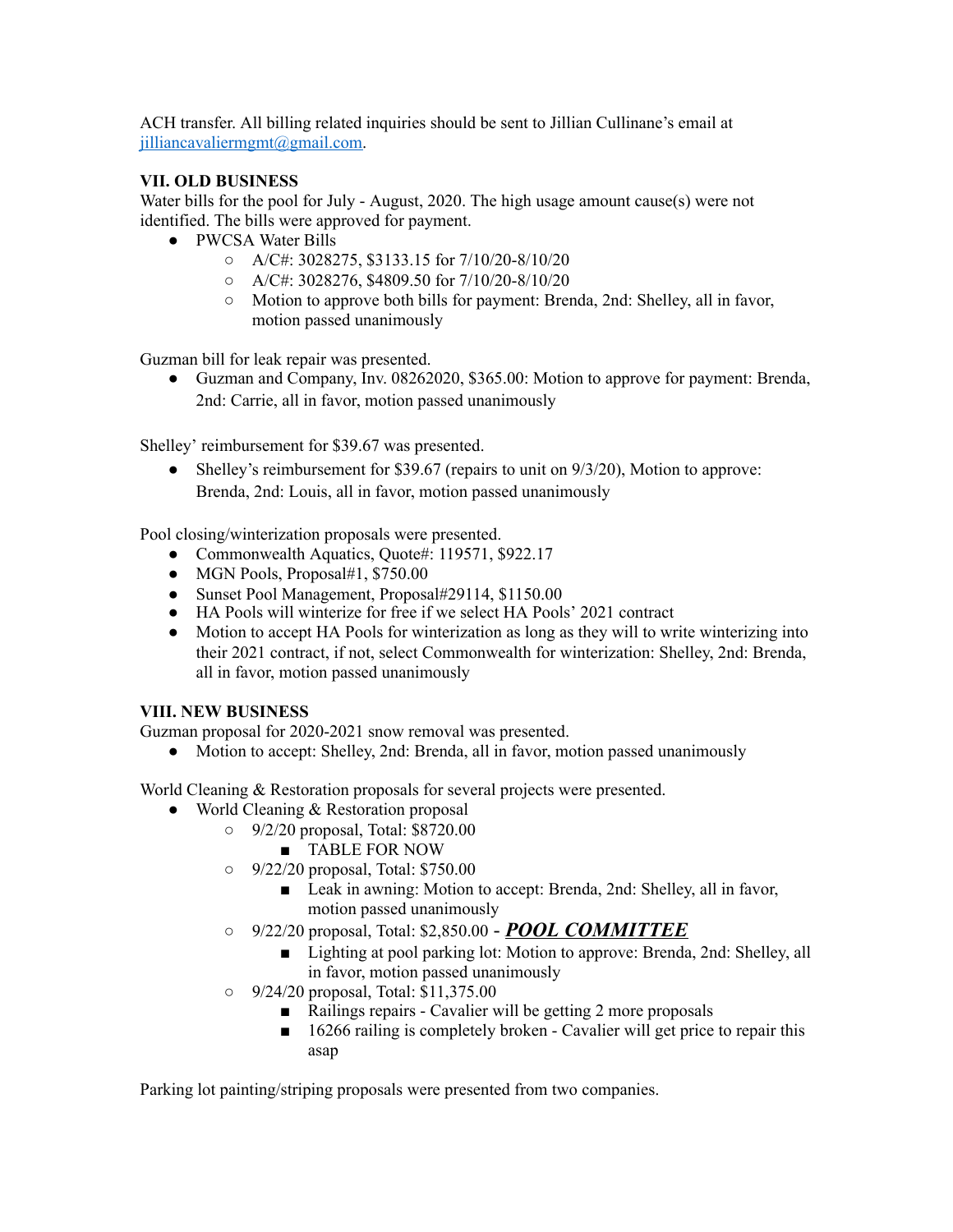ACH transfer. All billing related inquiries should be sent to Jillian Cullinane's email at [jilliancavaliermgmt@gmail.com](mailto:jilliancavaliermgmt@gmail.com).

### VII. OLD BUSINESS

Water bills for the pool for July - August, 2020. The high usage amount cause(s) were not identified. The bills were approved for payment.

- PWCSA Water Bills
  - A/C#: 3028275, $3133.15 for 7/10/20-8/10/20
  - A/C#: 3028276, $4809.50 for 7/10/20-8/10/20
  - Motion to approve both bills for payment: Brenda, 2nd: Shelley, all in favor, motion passed unanimously

Guzman bill for leak repair was presented.

- Guzman and Company, Inv. 08262020, $365.00: Motion to approve for payment: Brenda, 2nd: Carrie, all in favor, motion passed unanimously

Shelley' reimbursement for $39.67 was presented.

- Shelley's reimbursement for $39.67 (repairs to unit on 9/3/20), Motion to approve: Brenda, 2nd: Louis, all in favor, motion passed unanimously

Pool closing/winterization proposals were presented.

- Commonwealth Aquatics, Quote#: 119571, $922.17
- MGN Pools, Proposal#1, $750.00
- Sunset Pool Management, Proposal#29114, $1150.00
- HA Pools will winterize for free if we select HA Pools' 2021 contract
- Motion to accept HA Pools for winterization as long as they will to write winterizing into their 2021 contract, if not, select Commonwealth for winterization: Shelley, 2nd: Brenda, all in favor, motion passed unanimously

### VIII. NEW BUSINESS

Guzman proposal for 2020-2021 snow removal was presented.

- Motion to accept: Shelley, 2nd: Brenda, all in favor, motion passed unanimously

World Cleaning & Restoration proposals for several projects were presented.

- World Cleaning & Restoration proposal
  - 9/2/20 proposal, Total: $8720.00
    - TABLE FOR NOW
  - 9/22/20 proposal, Total: $750.00
    - Leak in awning: Motion to accept: Brenda, 2nd: Shelley, all in favor, motion passed unanimously
  - 9/22/20 proposal, Total: $2,850.00 - ***POOL COMMITTEE***
    - Lighting at pool parking lot: Motion to approve: Brenda, 2nd: Shelley, all in favor, motion passed unanimously
  - 9/24/20 proposal, Total: $11,375.00
    - Railings repairs - Cavalier will be getting 2 more proposals
    - 16266 railing is completely broken - Cavalier will get price to repair this asap

Parking lot painting/striping proposals were presented from two companies.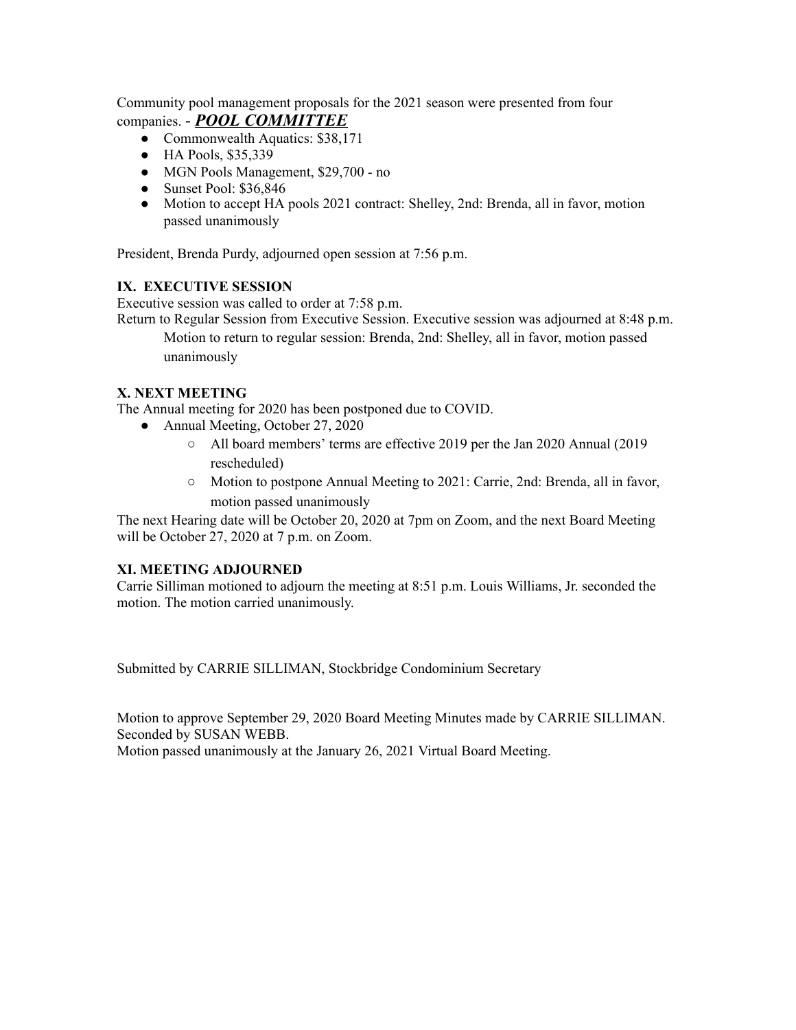Community pool management proposals for the 2021 season were presented from four companies. - ***POOL COMMITTEE***

- Commonwealth Aquatics: $38,171
- HA Pools, $35,339
- MGN Pools Management, $29,700 - no
- Sunset Pool: $36,846
- Motion to accept HA pools 2021 contract: Shelley, 2nd: Brenda, all in favor, motion passed unanimously

President, Brenda Purdy, adjourned open session at 7:56 p.m.

**IX. EXECUTIVE SESSION**

Executive session was called to order at 7:58 p.m.

Return to Regular Session from Executive Session. Executive session was adjourned at 8:48 p.m.

Motion to return to regular session: Brenda, 2nd: Shelley, all in favor, motion passed unanimously

**X. NEXT MEETING**

The Annual meeting for 2020 has been postponed due to COVID.

- Annual Meeting, October 27, 2020
  - All board members' terms are effective 2019 per the Jan 2020 Annual (2019 rescheduled)
  - Motion to postpone Annual Meeting to 2021: Carrie, 2nd: Brenda, all in favor, motion passed unanimously

The next Hearing date will be October 20, 2020 at 7pm on Zoom, and the next Board Meeting will be October 27, 2020 at 7 p.m. on Zoom.

**XI. MEETING ADJOURNED**

Carrie Silliman motioned to adjourn the meeting at 8:51 p.m. Louis Williams, Jr. seconded the motion. The motion carried unanimously.

Submitted by CARRIE SILLIMAN, Stockbridge Condominium Secretary

Motion to approve September 29, 2020 Board Meeting Minutes made by CARRIE SILLIMAN. Seconded by SUSAN WEBB.

Motion passed unanimously at the January 26, 2021 Virtual Board Meeting.